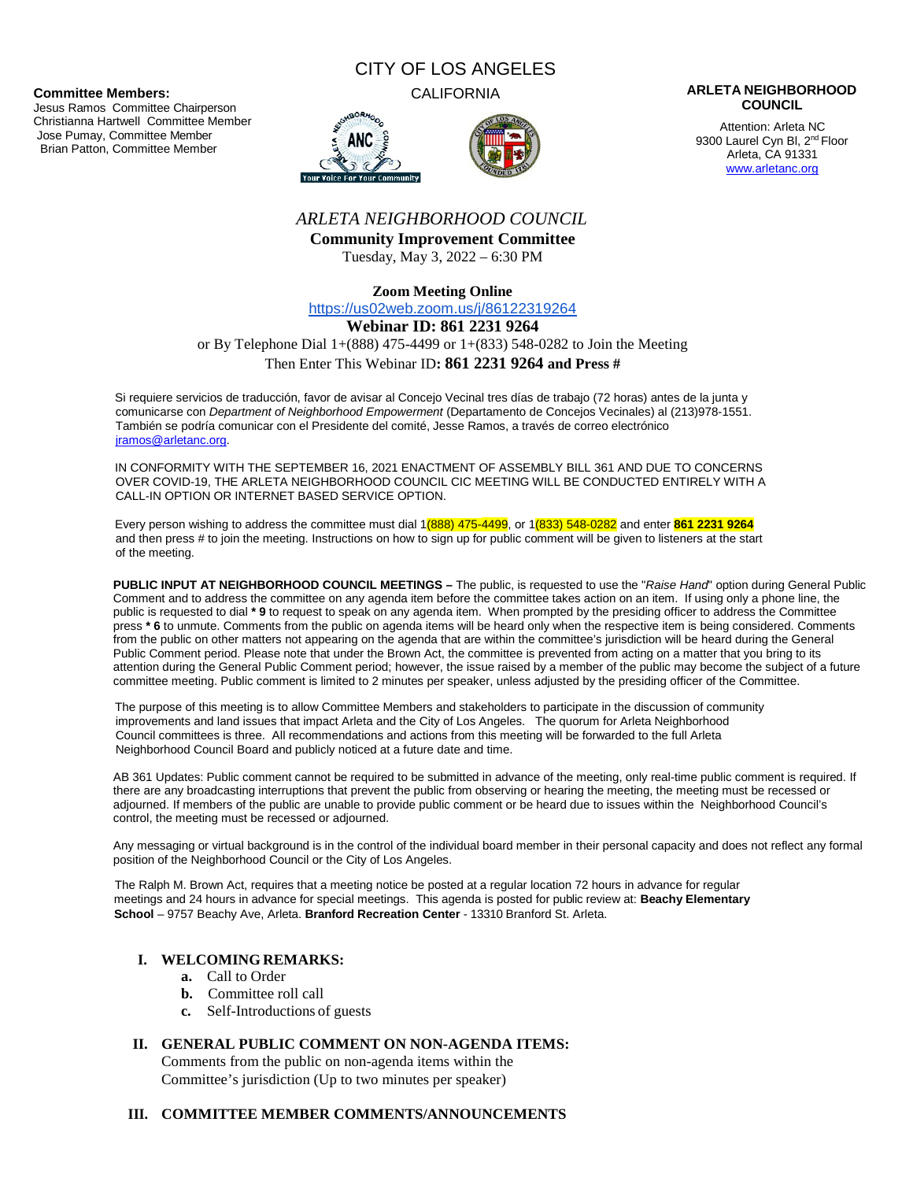**Committee Members:**
Jesus Ramos Committee Chairperson
Christianna Hartwell Committee Member
Jose Pumay, Committee Member
Brian Patton, Committee Member

CITY OF LOS ANGELES

CALIFORNIA

**ARLETA NEIGHBORHOOD COUNCIL**

Attention: Arleta NC
9300 Laurel Cyn Bl, 2nd Floor
Arleta, CA 91331
www.arletanc.org

# *ARLETA NEIGHBORHOOD COUNCIL*

## Community Improvement Committee

Tuesday, May 3, 2022 – 6:30 PM

**Zoom Meeting Online**

https://us02web.zoom.us/j/86122319264

**Webinar ID: 861 2231 9264**

or By Telephone Dial 1+(888) 475-4499 or 1+(833) 548-0282 to Join the Meeting

Then Enter This Webinar ID**: 861 2231 9264 and Press #**

Si requiere servicios de traducción, favor de avisar al Concejo Vecinal tres días de trabajo (72 horas) antes de la junta y comunicarse con *Department of Neighborhood Empowerment* (Departamento de Concejos Vecinales) al (213)978-1551. También se podría comunicar con el Presidente del comité, Jesse Ramos, a través de correo electrónico jramos@arletanc.org.

IN CONFORMITY WITH THE SEPTEMBER 16, 2021 ENACTMENT OF ASSEMBLY BILL 361 AND DUE TO CONCERNS OVER COVID-19, THE ARLETA NEIGHBORHOOD COUNCIL CIC MEETING WILL BE CONDUCTED ENTIRELY WITH A CALL-IN OPTION OR INTERNET BASED SERVICE OPTION.

Every person wishing to address the committee must dial 1(888) 475-4499, or 1(833) 548-0282 and enter **861 2231 9264** and then press # to join the meeting. Instructions on how to sign up for public comment will be given to listeners at the start of the meeting.

**PUBLIC INPUT AT NEIGHBORHOOD COUNCIL MEETINGS –** The public, is requested to use the "*Raise Hand*" option during General Public Comment and to address the committee on any agenda item before the committee takes action on an item. If using only a phone line, the public is requested to dial **\* 9** to request to speak on any agenda item. When prompted by the presiding officer to address the Committee press **\* 6** to unmute. Comments from the public on agenda items will be heard only when the respective item is being considered. Comments from the public on other matters not appearing on the agenda that are within the committee's jurisdiction will be heard during the General Public Comment period. Please note that under the Brown Act, the committee is prevented from acting on a matter that you bring to its attention during the General Public Comment period; however, the issue raised by a member of the public may become the subject of a future committee meeting. Public comment is limited to 2 minutes per speaker, unless adjusted by the presiding officer of the Committee.

The purpose of this meeting is to allow Committee Members and stakeholders to participate in the discussion of community improvements and land issues that impact Arleta and the City of Los Angeles. The quorum for Arleta Neighborhood Council committees is three. All recommendations and actions from this meeting will be forwarded to the full Arleta Neighborhood Council Board and publicly noticed at a future date and time.

AB 361 Updates: Public comment cannot be required to be submitted in advance of the meeting, only real-time public comment is required. If there are any broadcasting interruptions that prevent the public from observing or hearing the meeting, the meeting must be recessed or adjourned. If members of the public are unable to provide public comment or be heard due to issues within the Neighborhood Council's control, the meeting must be recessed or adjourned.

Any messaging or virtual background is in the control of the individual board member in their personal capacity and does not reflect any formal position of the Neighborhood Council or the City of Los Angeles.

The Ralph M. Brown Act, requires that a meeting notice be posted at a regular location 72 hours in advance for regular meetings and 24 hours in advance for special meetings. This agenda is posted for public review at: **Beachy Elementary School** – 9757 Beachy Ave, Arleta. **Branford Recreation Center** - 13310 Branford St. Arleta.

**I. WELCOMING REMARKS:**

- **a.** Call to Order
- **b.** Committee roll call
- **c.** Self-Introductions of guests

**II. GENERAL PUBLIC COMMENT ON NON-AGENDA ITEMS:**

Comments from the public on non-agenda items within the Committee's jurisdiction (Up to two minutes per speaker)

**III. COMMITTEE MEMBER COMMENTS/ANNOUNCEMENTS**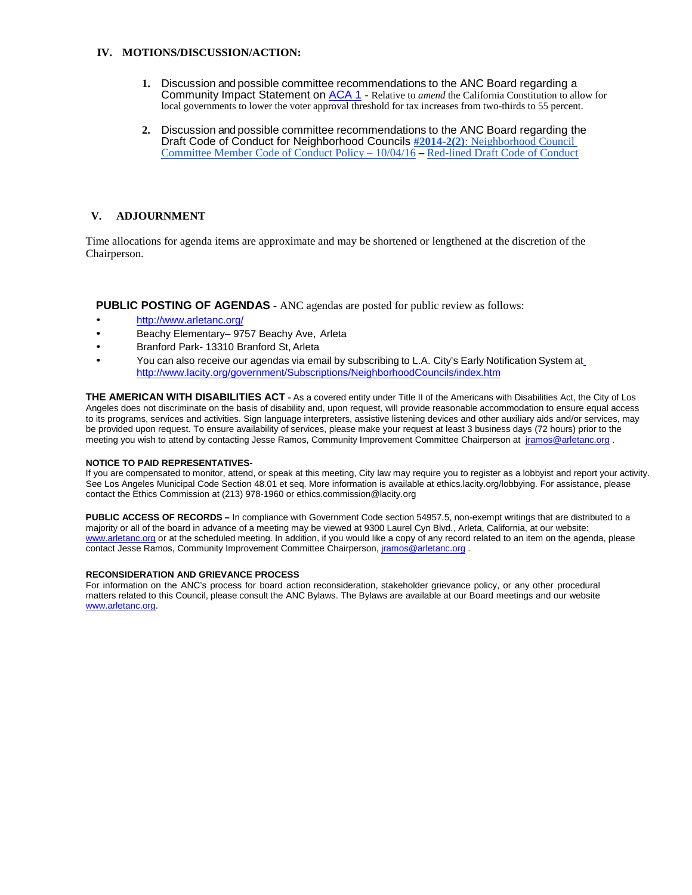## IV. MOTIONS/DISCUSSION/ACTION:

1. Discussion and possible committee recommendations to the ANC Board regarding a Community Impact Statement on ACA 1 - Relative to *amend* the California Constitution to allow for local governments to lower the voter approval threshold for tax increases from two-thirds to 55 percent.

2. Discussion and possible committee recommendations to the ANC Board regarding the Draft Code of Conduct for Neighborhood Councils **#2014-2(2)**: Neighborhood Council Committee Member Code of Conduct Policy – 10/04/16 – Red-lined Draft Code of Conduct

## V. ADJOURNMENT

Time allocations for agenda items are approximate and may be shortened or lengthened at the discretion of the Chairperson.

**PUBLIC POSTING OF AGENDAS** - ANC agendas are posted for public review as follows:

- http://www.arletanc.org/
- Beachy Elementary– 9757 Beachy Ave, Arleta
- Branford Park- 13310 Branford St, Arleta
- You can also receive our agendas via email by subscribing to L.A. City's Early Notification System at http://www.lacity.org/government/Subscriptions/NeighborhoodCouncils/index.htm

**THE AMERICAN WITH DISABILITIES ACT** - As a covered entity under Title II of the Americans with Disabilities Act, the City of Los Angeles does not discriminate on the basis of disability and, upon request, will provide reasonable accommodation to ensure equal access to its programs, services and activities. Sign language interpreters, assistive listening devices and other auxiliary aids and/or services, may be provided upon request. To ensure availability of services, please make your request at least 3 business days (72 hours) prior to the meeting you wish to attend by contacting Jesse Ramos, Community Improvement Committee Chairperson at jramos@arletanc.org .

**NOTICE TO PAID REPRESENTATIVES-**
If you are compensated to monitor, attend, or speak at this meeting, City law may require you to register as a lobbyist and report your activity. See Los Angeles Municipal Code Section 48.01 et seq. More information is available at ethics.lacity.org/lobbying. For assistance, please contact the Ethics Commission at (213) 978-1960 or ethics.commission@lacity.org

**PUBLIC ACCESS OF RECORDS –** In compliance with Government Code section 54957.5, non-exempt writings that are distributed to a majority or all of the board in advance of a meeting may be viewed at 9300 Laurel Cyn Blvd., Arleta, California, at our website: www.arletanc.org or at the scheduled meeting. In addition, if you would like a copy of any record related to an item on the agenda, please contact Jesse Ramos, Community Improvement Committee Chairperson, jramos@arletanc.org .

**RECONSIDERATION AND GRIEVANCE PROCESS**
For information on the ANC's process for board action reconsideration, stakeholder grievance policy, or any other procedural matters related to this Council, please consult the ANC Bylaws. The Bylaws are available at our Board meetings and our website www.arletanc.org.